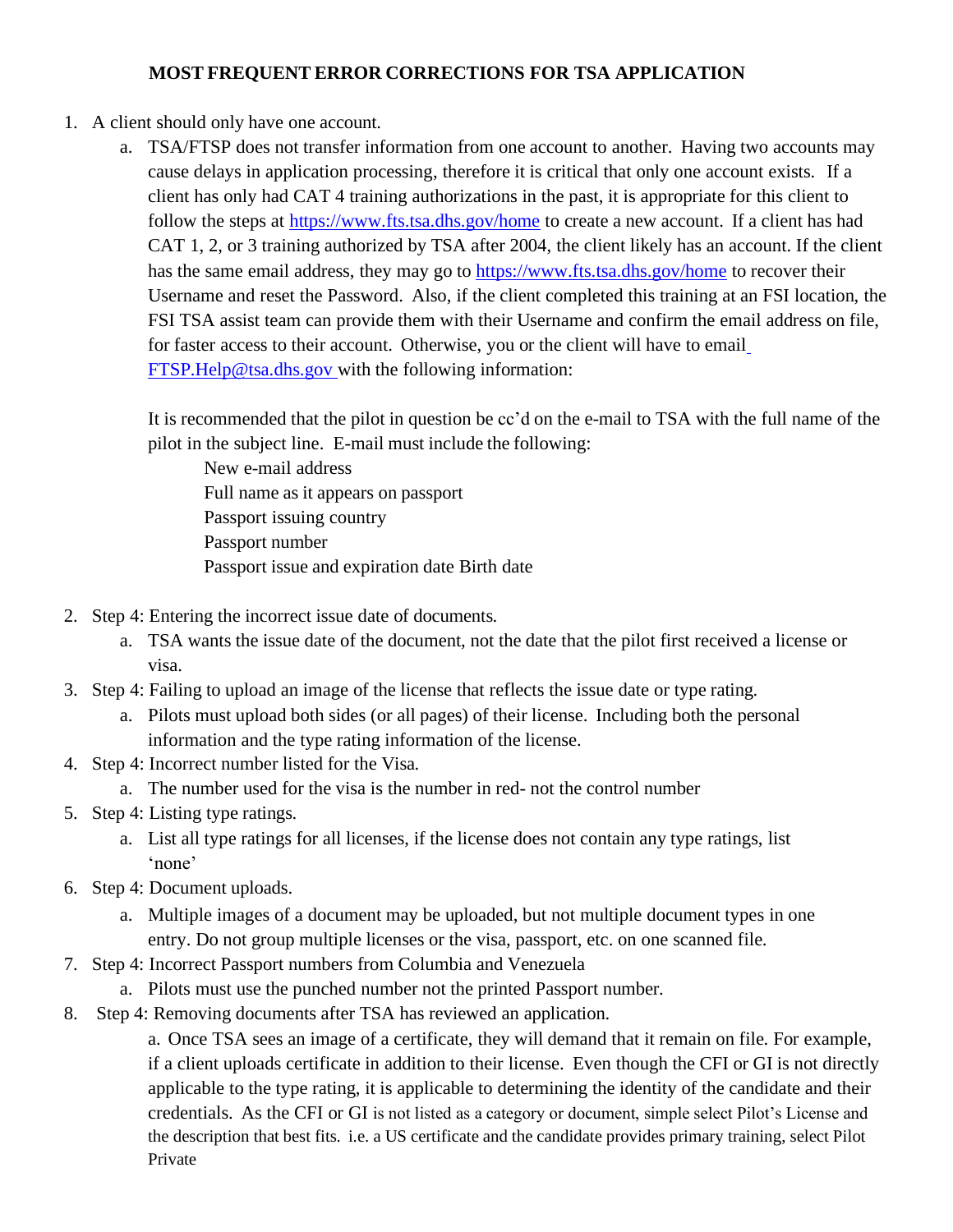# MOST FREQUENT ERROR CORRECTIONS FOR TSA APPLICATION

1. A client should only have one account.
    a. TSA/FTSP does not transfer information from one account to another. Having two accounts may cause delays in application processing, therefore it is critical that only one account exists. If a client has only had CAT 4 training authorizations in the past, it is appropriate for this client to follow the steps at https://www.fts.tsa.dhs.gov/home to create a new account. If a client has had CAT 1, 2, or 3 training authorized by TSA after 2004, the client likely has an account. If the client has the same email address, they may go to https://www.fts.tsa.dhs.gov/home to recover their Username and reset the Password. Also, if the client completed this training at an FSI location, the FSI TSA assist team can provide them with their Username and confirm the email address on file, for faster access to their account. Otherwise, you or the client will have to email FTSP.Help@tsa.dhs.gov with the following information:

       It is recommended that the pilot in question be cc'd on the e-mail to TSA with the full name of the pilot in the subject line. E-mail must include the following:

       New e-mail address
       Full name as it appears on passport
       Passport issuing country
       Passport number
       Passport issue and expiration date Birth date

2. Step 4: Entering the incorrect issue date of documents.
    a. TSA wants the issue date of the document, not the date that the pilot first received a license or visa.
3. Step 4: Failing to upload an image of the license that reflects the issue date or type rating.
    a. Pilots must upload both sides (or all pages) of their license. Including both the personal information and the type rating information of the license.
4. Step 4: Incorrect number listed for the Visa.
    a. The number used for the visa is the number in red- not the control number
5. Step 4: Listing type ratings.
    a. List all type ratings for all licenses, if the license does not contain any type ratings, list 'none'
6. Step 4: Document uploads.
    a. Multiple images of a document may be uploaded, but not multiple document types in one entry. Do not group multiple licenses or the visa, passport, etc. on one scanned file.
7. Step 4: Incorrect Passport numbers from Columbia and Venezuela
    a. Pilots must use the punched number not the printed Passport number.
8. Step 4: Removing documents after TSA has reviewed an application.
    a. Once TSA sees an image of a certificate, they will demand that it remain on file. For example, if a client uploads certificate in addition to their license. Even though the CFI or GI is not directly applicable to the type rating, it is applicable to determining the identity of the candidate and their credentials. As the CFI or GI is not listed as a category or document, simple select Pilot's License and the description that best fits. i.e. a US certificate and the candidate provides primary training, select Pilot Private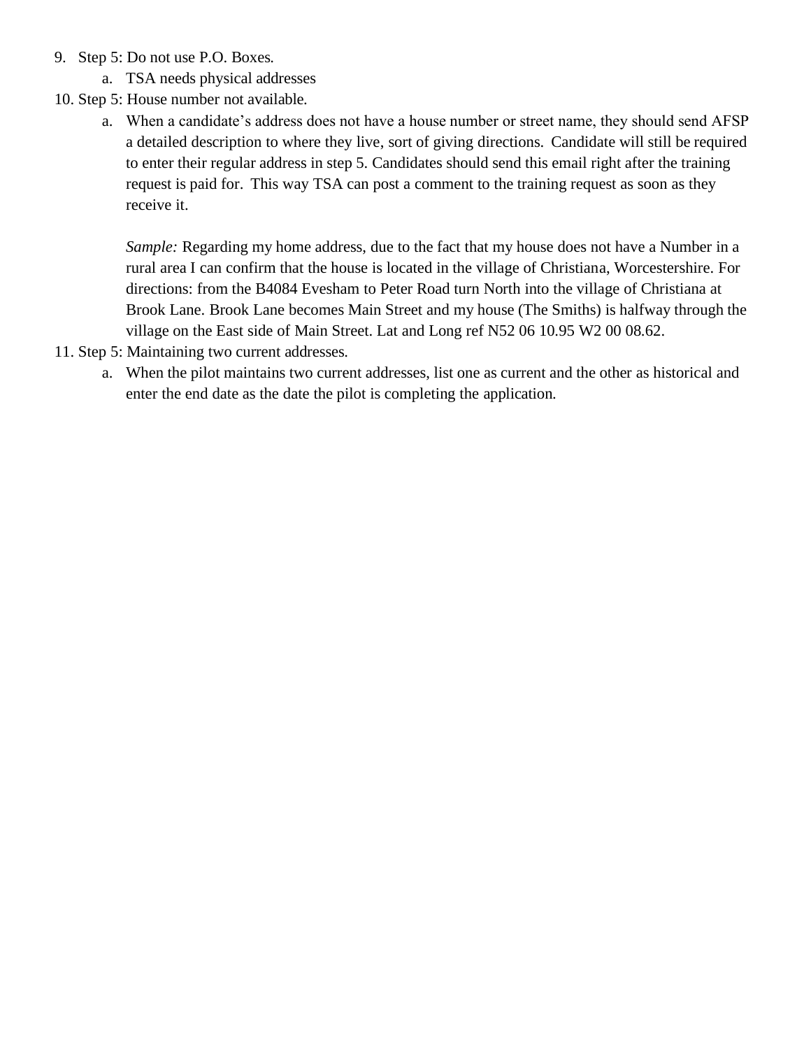9. Step 5: Do not use P.O. Boxes.
    a. TSA needs physical addresses
10. Step 5: House number not available.
    a. When a candidate's address does not have a house number or street name, they should send AFSP a detailed description to where they live, sort of giving directions. Candidate will still be required to enter their regular address in step 5. Candidates should send this email right after the training request is paid for. This way TSA can post a comment to the training request as soon as they receive it.

       *Sample:* Regarding my home address, due to the fact that my house does not have a Number in a rural area I can confirm that the house is located in the village of Christiana, Worcestershire. For directions: from the B4084 Evesham to Peter Road turn North into the village of Christiana at Brook Lane. Brook Lane becomes Main Street and my house (The Smiths) is halfway through the village on the East side of Main Street. Lat and Long ref N52 06 10.95 W2 00 08.62.
11. Step 5: Maintaining two current addresses.
    a. When the pilot maintains two current addresses, list one as current and the other as historical and enter the end date as the date the pilot is completing the application.